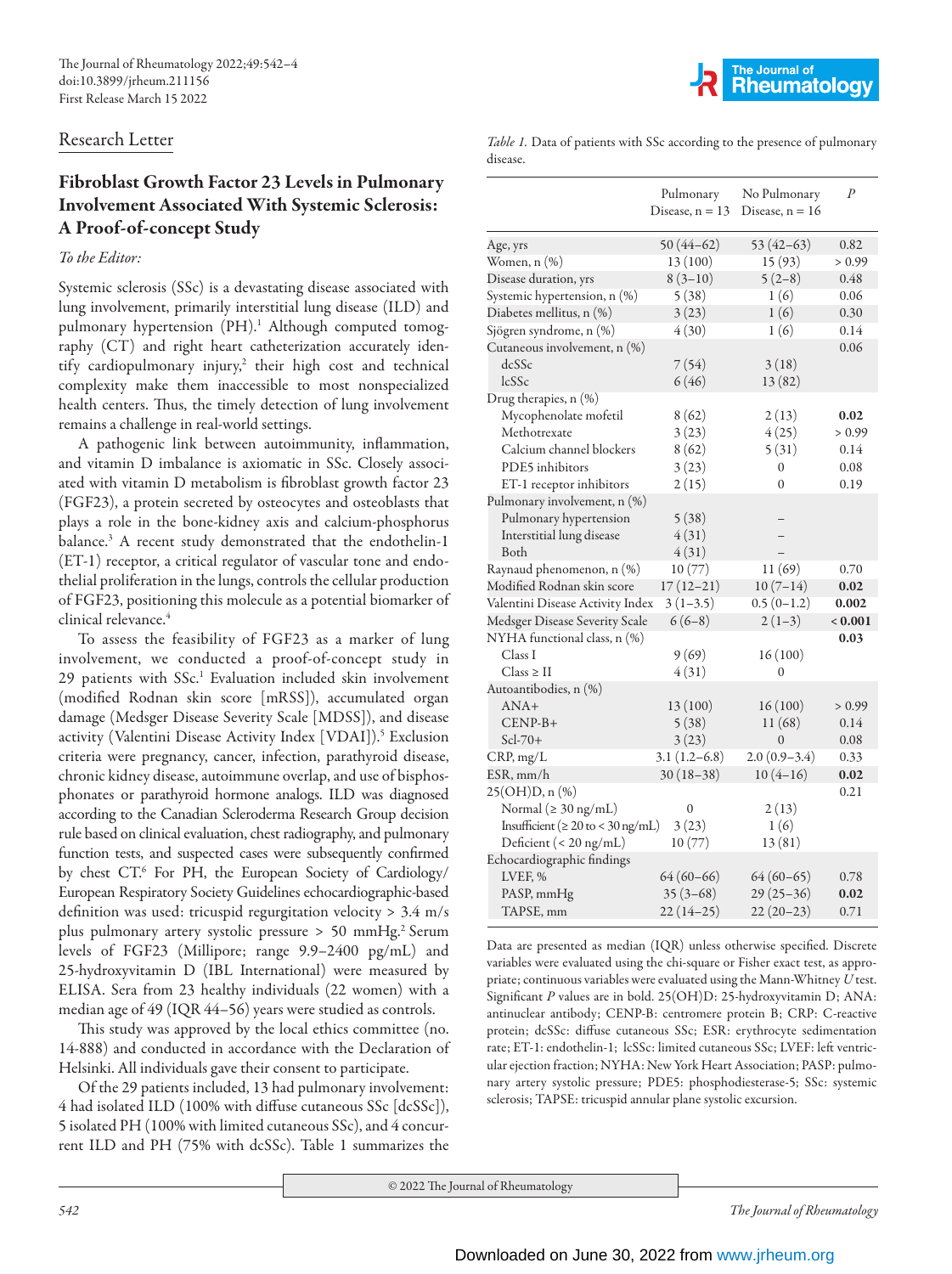Research Letter

# Fibroblast Growth Factor 23 Levels in Pulmonary Involvement Associated With Systemic Sclerosis: A Proof-of-concept Study

*To the Editor:*

Systemic sclerosis (SSc) is a devastating disease associated with lung involvement, primarily interstitial lung disease (ILD) and pulmonary hypertension (PH).[1] Although computed tomography (CT) and right heart catheterization accurately identify cardiopulmonary injury,[2] their high cost and technical complexity make them inaccessible to most nonspecialized health centers. Thus, the timely detection of lung involvement remains a challenge in real-world settings.

A pathogenic link between autoimmunity, inflammation, and vitamin D imbalance is axiomatic in SSc. Closely associated with vitamin D metabolism is fibroblast growth factor 23 (FGF23), a protein secreted by osteocytes and osteoblasts that plays a role in the bone-kidney axis and calcium-phosphorus balance.[3] A recent study demonstrated that the endothelin-1 (ET-1) receptor, a critical regulator of vascular tone and endothelial proliferation in the lungs, controls the cellular production of FGF23, positioning this molecule as a potential biomarker of clinical relevance.[4]

To assess the feasibility of FGF23 as a marker of lung involvement, we conducted a proof-of-concept study in 29 patients with SSc.[1] Evaluation included skin involvement (modified Rodnan skin score [mRSS]), accumulated organ damage (Medsger Disease Severity Scale [MDSS]), and disease activity (Valentini Disease Activity Index [VDAI]).[5] Exclusion criteria were pregnancy, cancer, infection, parathyroid disease, chronic kidney disease, autoimmune overlap, and use of bisphosphonates or parathyroid hormone analogs. ILD was diagnosed according to the Canadian Scleroderma Research Group decision rule based on clinical evaluation, chest radiography, and pulmonary function tests, and suspected cases were subsequently confirmed by chest CT.[6] For PH, the European Society of Cardiology/European Respiratory Society Guidelines echocardiographic-based definition was used: tricuspid regurgitation velocity > 3.4 m/s plus pulmonary artery systolic pressure > 50 mmHg.[2] Serum levels of FGF23 (Millipore; range 9.9–2400 pg/mL) and 25-hydroxyvitamin D (IBL International) were measured by ELISA. Sera from 23 healthy individuals (22 women) with a median age of 49 (IQR 44–56) years were studied as controls.

This study was approved by the local ethics committee (no. 14-888) and conducted in accordance with the Declaration of Helsinki. All individuals gave their consent to participate.

Of the 29 patients included, 13 had pulmonary involvement: 4 had isolated ILD (100% with diffuse cutaneous SSc [dcSSc]), 5 isolated PH (100% with limited cutaneous SSc), and 4 concurrent ILD and PH (75% with dcSSc). Table 1 summarizes the

*Table 1.* Data of patients with SSc according to the presence of pulmonary disease.

| | Pulmonary Disease, n = 13 | No Pulmonary Disease, n = 16 | *P* |
|---|---|---|---|
| Age, yrs | 50 (44–62) | 53 (42–63) | 0.82 |
| Women, n (%) | 13 (100) | 15 (93) | > 0.99 |
| Disease duration, yrs | 8 (3–10) | 5 (2–8) | 0.48 |
| Systemic hypertension, n (%) | 5 (38) | 1 (6) | 0.06 |
| Diabetes mellitus, n (%) | 3 (23) | 1 (6) | 0.30 |
| Sjögren syndrome, n (%) | 4 (30) | 1 (6) | 0.14 |
| Cutaneous involvement, n (%) | | | 0.06 |
| dcSSc | 7 (54) | 3 (18) | |
| lcSSc | 6 (46) | 13 (82) | |
| Drug therapies, n (%) | | | |
| Mycophenolate mofetil | 8 (62) | 2 (13) | **0.02** |
| Methotrexate | 3 (23) | 4 (25) | > 0.99 |
| Calcium channel blockers | 8 (62) | 5 (31) | 0.14 |
| PDE5 inhibitors | 3 (23) | 0 | 0.08 |
| ET-1 receptor inhibitors | 2 (15) | 0 | 0.19 |
| Pulmonary involvement, n (%) | | | |
| Pulmonary hypertension | 5 (38) | – | |
| Interstitial lung disease | 4 (31) | – | |
| Both | 4 (31) | – | |
| Raynaud phenomenon, n (%) | 10 (77) | 11 (69) | 0.70 |
| Modified Rodnan skin score | 17 (12–21) | 10 (7–14) | **0.02** |
| Valentini Disease Activity Index | 3 (1–3.5) | 0.5 (0–1.2) | **0.002** |
| Medsger Disease Severity Scale | 6 (6–8) | 2 (1–3) | **< 0.001** |
| NYHA functional class, n (%) | | | **0.03** |
| Class I | 9 (69) | 16 (100) | |
| Class ≥ II | 4 (31) | 0 | |
| Autoantibodies, n (%) | | | |
| ANA+ | 13 (100) | 16 (100) | > 0.99 |
| CENP-B+ | 5 (38) | 11 (68) | 0.14 |
| Scl-70+ | 3 (23) | 0 | 0.08 |
| CRP, mg/L | 3.1 (1.2–6.8) | 2.0 (0.9–3.4) | 0.33 |
| ESR, mm/h | 30 (18–38) | 10 (4–16) | **0.02** |
| 25(OH)D, n (%) | | | 0.21 |
| Normal (≥ 30 ng/mL) | 0 | 2 (13) | |
| Insufficient (≥ 20 to < 30 ng/mL) | 3 (23) | 1 (6) | |
| Deficient (< 20 ng/mL) | 10 (77) | 13 (81) | |
| Echocardiographic findings | | | |
| LVEF, % | 64 (60–66) | 64 (60–65) | 0.78 |
| PASP, mmHg | 35 (3–68) | 29 (25–36) | **0.02** |
| TAPSE, mm | 22 (14–25) | 22 (20–23) | 0.71 |

Data are presented as median (IQR) unless otherwise specified. Discrete variables were evaluated using the chi-square or Fisher exact test, as appropriate; continuous variables were evaluated using the Mann-Whitney *U* test. Significant *P* values are in bold. 25(OH)D: 25-hydroxyvitamin D; ANA: antinuclear antibody; CENP-B: centromere protein B; CRP: C-reactive protein; dcSSc: diffuse cutaneous SSc; ESR: erythrocyte sedimentation rate; ET-1: endothelin-1; lcSSc: limited cutaneous SSc; LVEF: left ventricular ejection fraction; NYHA: New York Heart Association; PASP: pulmonary artery systolic pressure; PDE5: phosphodiesterase-5; SSc: systemic sclerosis; TAPSE: tricuspid annular plane systolic excursion.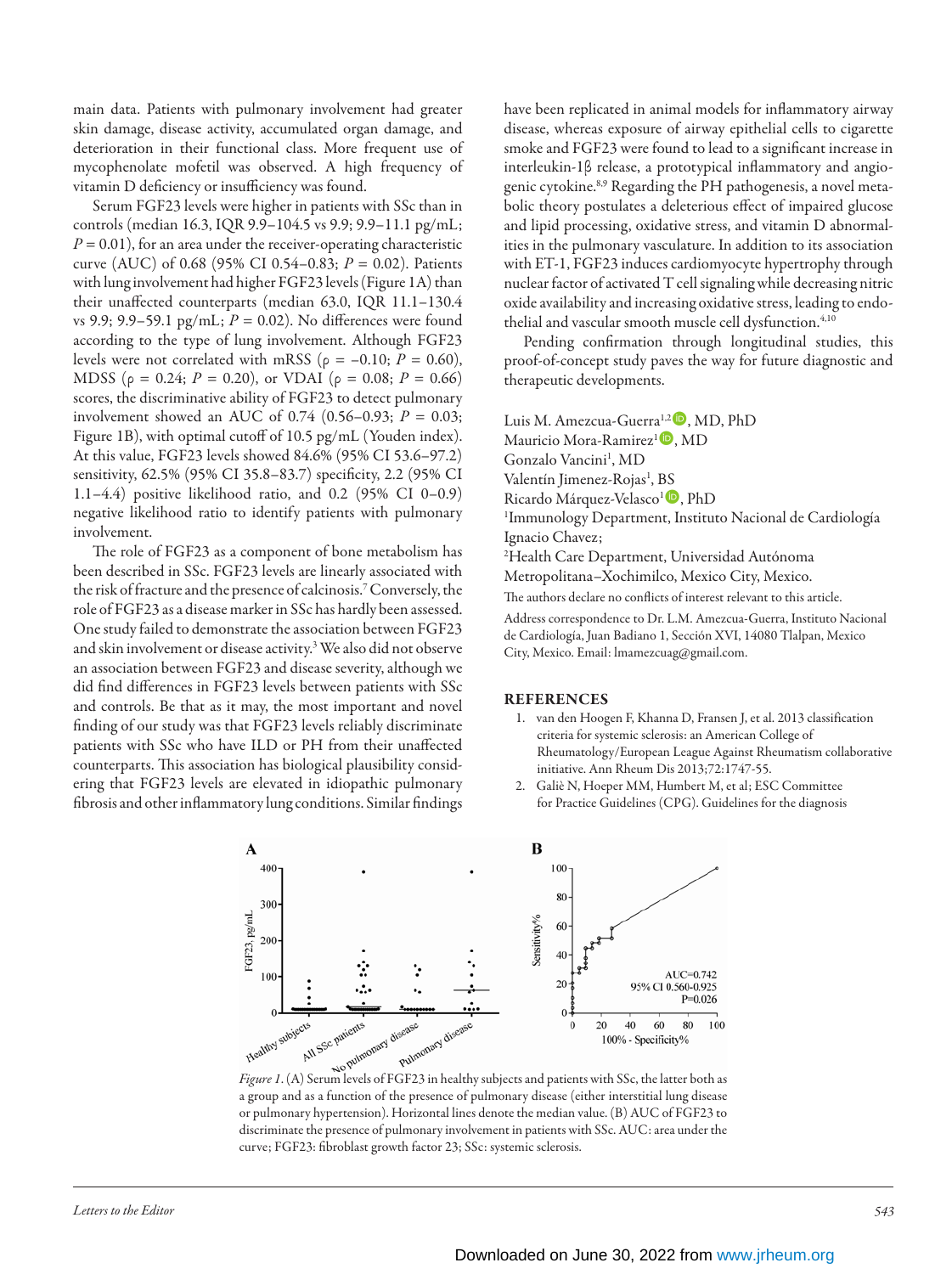main data. Patients with pulmonary involvement had greater skin damage, disease activity, accumulated organ damage, and deterioration in their functional class. More frequent use of mycophenolate mofetil was observed. A high frequency of vitamin D deficiency or insufficiency was found.

Serum FGF23 levels were higher in patients with SSc than in controls (median 16.3, IQR 9.9–104.5 vs 9.9; 9.9–11.1 pg/mL; $P = 0.01$), for an area under the receiver-operating characteristic curve (AUC) of 0.68 (95% CI 0.54–0.83; $P = 0.02$). Patients with lung involvement had higher FGF23 levels (Figure 1A) than their unaffected counterparts (median 63.0, IQR 11.1–130.4 vs 9.9; 9.9–59.1 pg/mL; $P = 0.02$). No differences were found according to the type of lung involvement. Although FGF23 levels were not correlated with mRSS ($\rho = -0.10$; $P = 0.60$), MDSS ($\rho = 0.24$; $P = 0.20$), or VDAI ($\rho = 0.08$; $P = 0.66$) scores, the discriminative ability of FGF23 to detect pulmonary involvement showed an AUC of 0.74 (0.56–0.93; $P = 0.03$; Figure 1B), with optimal cutoff of 10.5 pg/mL (Youden index). At this value, FGF23 levels showed 84.6% (95% CI 53.6–97.2) sensitivity, 62.5% (95% CI 35.8–83.7) specificity, 2.2 (95% CI 1.1–4.4) positive likelihood ratio, and 0.2 (95% CI 0–0.9) negative likelihood ratio to identify patients with pulmonary involvement.

The role of FGF23 as a component of bone metabolism has been described in SSc. FGF23 levels are linearly associated with the risk of fracture and the presence of calcinosis.[7] Conversely, the role of FGF23 as a disease marker in SSc has hardly been assessed. One study failed to demonstrate the association between FGF23 and skin involvement or disease activity.[3] We also did not observe an association between FGF23 and disease severity, although we did find differences in FGF23 levels between patients with SSc and controls. Be that as it may, the most important and novel finding of our study was that FGF23 levels reliably discriminate patients with SSc who have ILD or PH from their unaffected counterparts. This association has biological plausibility considering that FGF23 levels are elevated in idiopathic pulmonary fibrosis and other inflammatory lung conditions. Similar findings have been replicated in animal models for inflammatory airway disease, whereas exposure of airway epithelial cells to cigarette smoke and FGF23 were found to lead to a significant increase in interleukin-1β release, a prototypical inflammatory and angiogenic cytokine.[8,9] Regarding the PH pathogenesis, a novel metabolic theory postulates a deleterious effect of impaired glucose and lipid processing, oxidative stress, and vitamin D abnormalities in the pulmonary vasculature. In addition to its association with ET-1, FGF23 induces cardiomyocyte hypertrophy through nuclear factor of activated T cell signaling while decreasing nitric oxide availability and increasing oxidative stress, leading to endothelial and vascular smooth muscle cell dysfunction.[4,10]

Pending confirmation through longitudinal studies, this proof-of-concept study paves the way for future diagnostic and therapeutic developments.

Luis M. Amezcua-Guerra[1,2], MD, PhD
Mauricio Mora-Ramirez[1], MD
Gonzalo Vancini[1], MD
Valentín Jimenez-Rojas[1], BS
Ricardo Márquez-Velasco[1], PhD

[1]Immunology Department, Instituto Nacional de Cardiología Ignacio Chavez;
[2]Health Care Department, Universidad Autónoma Metropolitana–Xochimilco, Mexico City, Mexico.

The authors declare no conflicts of interest relevant to this article.

Address correspondence to Dr. L.M. Amezcua-Guerra, Instituto Nacional de Cardiología, Juan Badiano 1, Sección XVI, 14080 Tlalpan, Mexico City, Mexico. Email: lmamezcuag@gmail.com.

## REFERENCES

1. van den Hoogen F, Khanna D, Fransen J, et al. 2013 classification criteria for systemic sclerosis: an American College of Rheumatology/European League Against Rheumatism collaborative initiative. Ann Rheum Dis 2013;72:1747-55.
2. Galiè N, Hoeper MM, Humbert M, et al; ESC Committee for Practice Guidelines (CPG). Guidelines for the diagnosis

*Figure 1.* (A) Serum levels of FGF23 in healthy subjects and patients with SSc, the latter both as a group and as a function of the presence of pulmonary disease (either interstitial lung disease or pulmonary hypertension). Horizontal lines denote the median value. (B) AUC of FGF23 to discriminate the presence of pulmonary involvement in patients with SSc. AUC: area under the curve; FGF23: fibroblast growth factor 23; SSc: systemic sclerosis.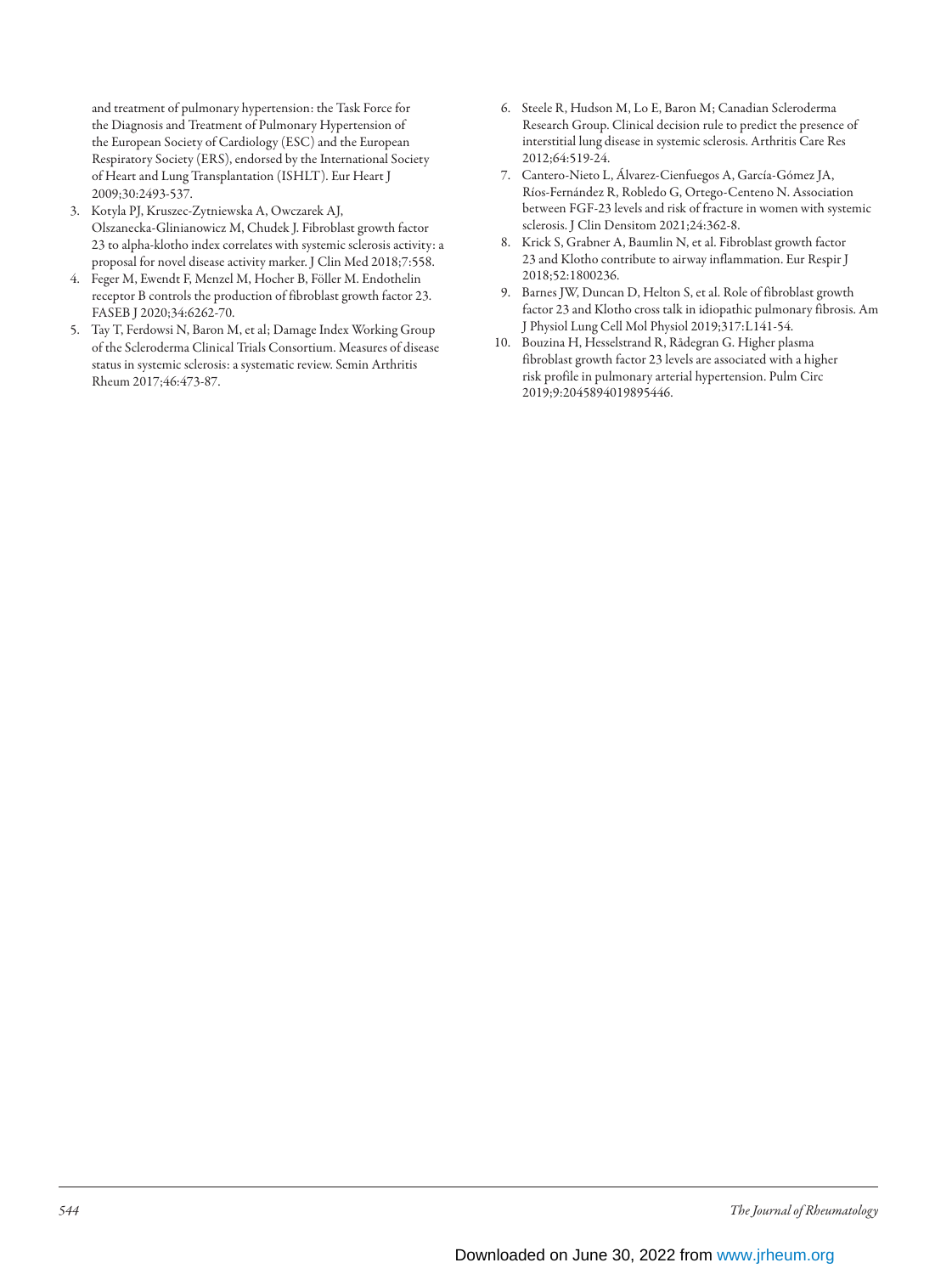and treatment of pulmonary hypertension: the Task Force for the Diagnosis and Treatment of Pulmonary Hypertension of the European Society of Cardiology (ESC) and the European Respiratory Society (ERS), endorsed by the International Society of Heart and Lung Transplantation (ISHLT). Eur Heart J 2009;30:2493-537.

3. Kotyla PJ, Kruszec-Zytniewska A, Owczarek AJ, Olszanecka-Glinianowicz M, Chudek J. Fibroblast growth factor 23 to alpha-klotho index correlates with systemic sclerosis activity: a proposal for novel disease activity marker. J Clin Med 2018;7:558.
4. Feger M, Ewendt F, Menzel M, Hocher B, Föller M. Endothelin receptor B controls the production of fibroblast growth factor 23. FASEB J 2020;34:6262-70.
5. Tay T, Ferdowsi N, Baron M, et al; Damage Index Working Group of the Scleroderma Clinical Trials Consortium. Measures of disease status in systemic sclerosis: a systematic review. Semin Arthritis Rheum 2017;46:473-87.
6. Steele R, Hudson M, Lo E, Baron M; Canadian Scleroderma Research Group. Clinical decision rule to predict the presence of interstitial lung disease in systemic sclerosis. Arthritis Care Res 2012;64:519-24.
7. Cantero-Nieto L, Álvarez-Cienfuegos A, García-Gómez JA, Ríos-Fernández R, Robledo G, Ortego-Centeno N. Association between FGF-23 levels and risk of fracture in women with systemic sclerosis. J Clin Densitom 2021;24:362-8.
8. Krick S, Grabner A, Baumlin N, et al. Fibroblast growth factor 23 and Klotho contribute to airway inflammation. Eur Respir J 2018;52:1800236.
9. Barnes JW, Duncan D, Helton S, et al. Role of fibroblast growth factor 23 and Klotho cross talk in idiopathic pulmonary fibrosis. Am J Physiol Lung Cell Mol Physiol 2019;317:L141-54.
10. Bouzina H, Hesselstrand R, Rådegran G. Higher plasma fibroblast growth factor 23 levels are associated with a higher risk profile in pulmonary arterial hypertension. Pulm Circ 2019;9:2045894019895446.